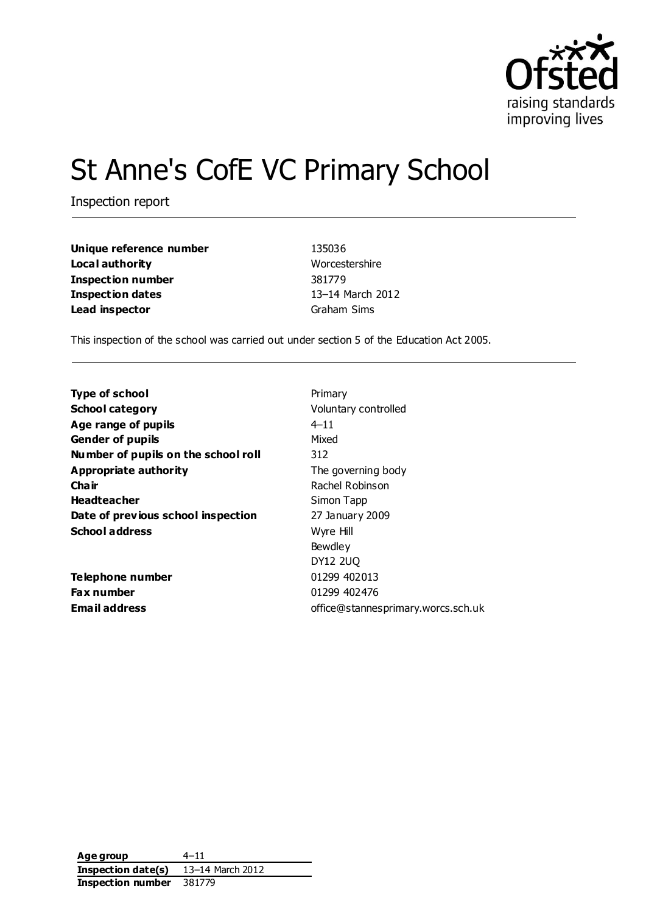# St Anne's CofE VC Primary School

Inspection report

| | |
|---|---|
| **Unique reference number** | 135036 |
| **Local authority** | Worcestershire |
| **Inspection number** | 381779 |
| **Inspection dates** | 13–14 March 2012 |
| **Lead inspector** | Graham Sims |

This inspection of the school was carried out under section 5 of the Education Act 2005.

| | |
|---|---|
| **Type of school** | Primary |
| **School category** | Voluntary controlled |
| **Age range of pupils** | 4–11 |
| **Gender of pupils** | Mixed |
| **Number of pupils on the school roll** | 312 |
| **Appropriate authority** | The governing body |
| **Chair** | Rachel Robinson |
| **Headteacher** | Simon Tapp |
| **Date of previous school inspection** | 27 January 2009 |
| **School address** | Wyre Hill<br>Bewdley<br>DY12 2UQ |
| **Telephone number** | 01299 402013 |
| **Fax number** | 01299 402476 |
| **Email address** | office@stannesprimary.worcs.sch.uk |

| | |
|---|---|
| **Age group** | 4–11 |
| **Inspection date(s)** | 13–14 March 2012 |
| **Inspection number** | 381779 |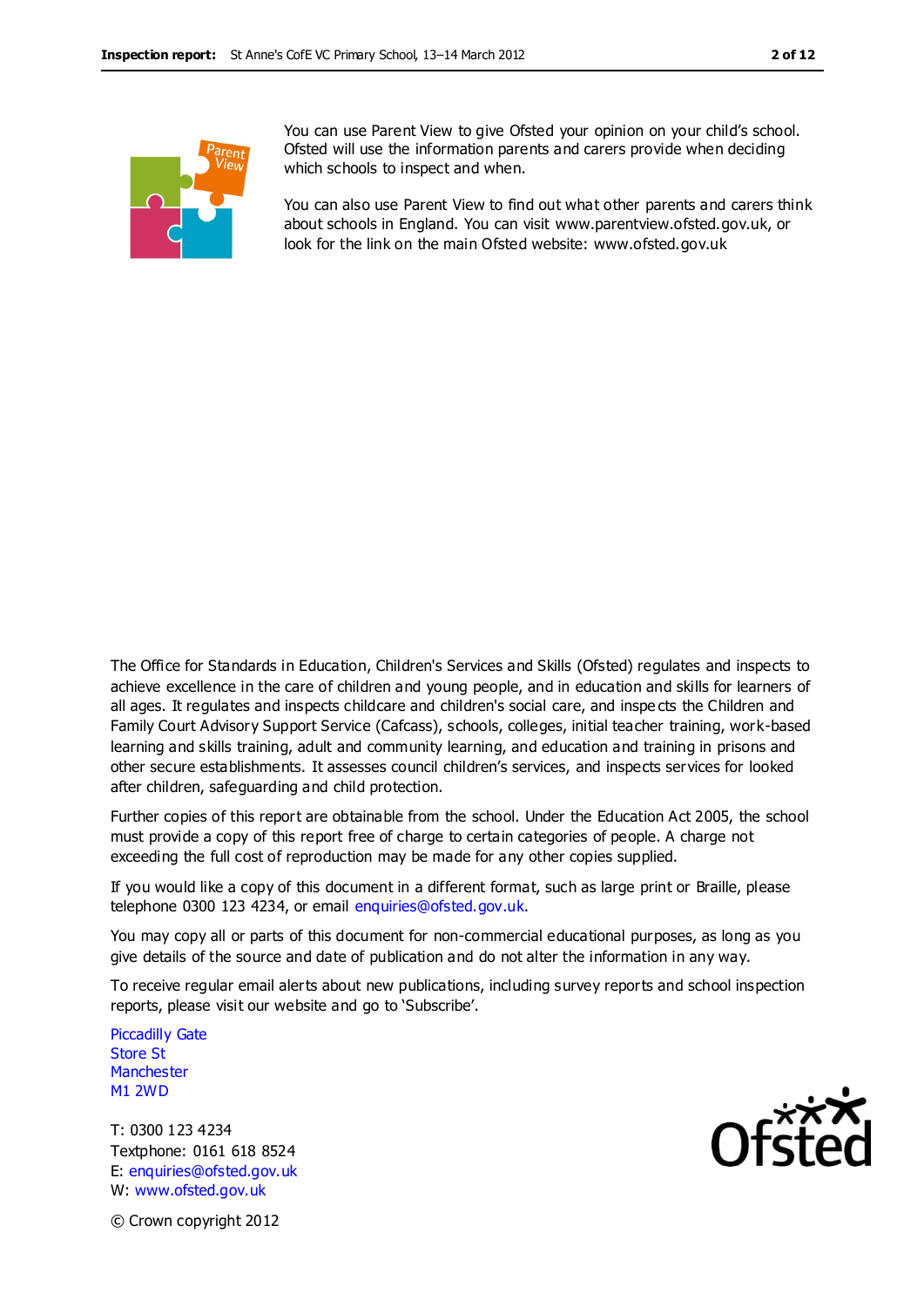You can use Parent View to give Ofsted your opinion on your child's school. Ofsted will use the information parents and carers provide when deciding which schools to inspect and when.

You can also use Parent View to find out what other parents and carers think about schools in England. You can visit www.parentview.ofsted.gov.uk, or look for the link on the main Ofsted website: www.ofsted.gov.uk

The Office for Standards in Education, Children's Services and Skills (Ofsted) regulates and inspects to achieve excellence in the care of children and young people, and in education and skills for learners of all ages. It regulates and inspects childcare and children's social care, and inspects the Children and Family Court Advisory Support Service (Cafcass), schools, colleges, initial teacher training, work-based learning and skills training, adult and community learning, and education and training in prisons and other secure establishments. It assesses council children's services, and inspects services for looked after children, safeguarding and child protection.

Further copies of this report are obtainable from the school. Under the Education Act 2005, the school must provide a copy of this report free of charge to certain categories of people. A charge not exceeding the full cost of reproduction may be made for any other copies supplied.

If you would like a copy of this document in a different format, such as large print or Braille, please telephone 0300 123 4234, or email enquiries@ofsted.gov.uk.

You may copy all or parts of this document for non-commercial educational purposes, as long as you give details of the source and date of publication and do not alter the information in any way.

To receive regular email alerts about new publications, including survey reports and school inspection reports, please visit our website and go to 'Subscribe'.

Piccadilly Gate
Store St
Manchester
M1 2WD

T: 0300 123 4234
Textphone: 0161 618 8524
E: enquiries@ofsted.gov.uk
W: www.ofsted.gov.uk

© Crown copyright 2012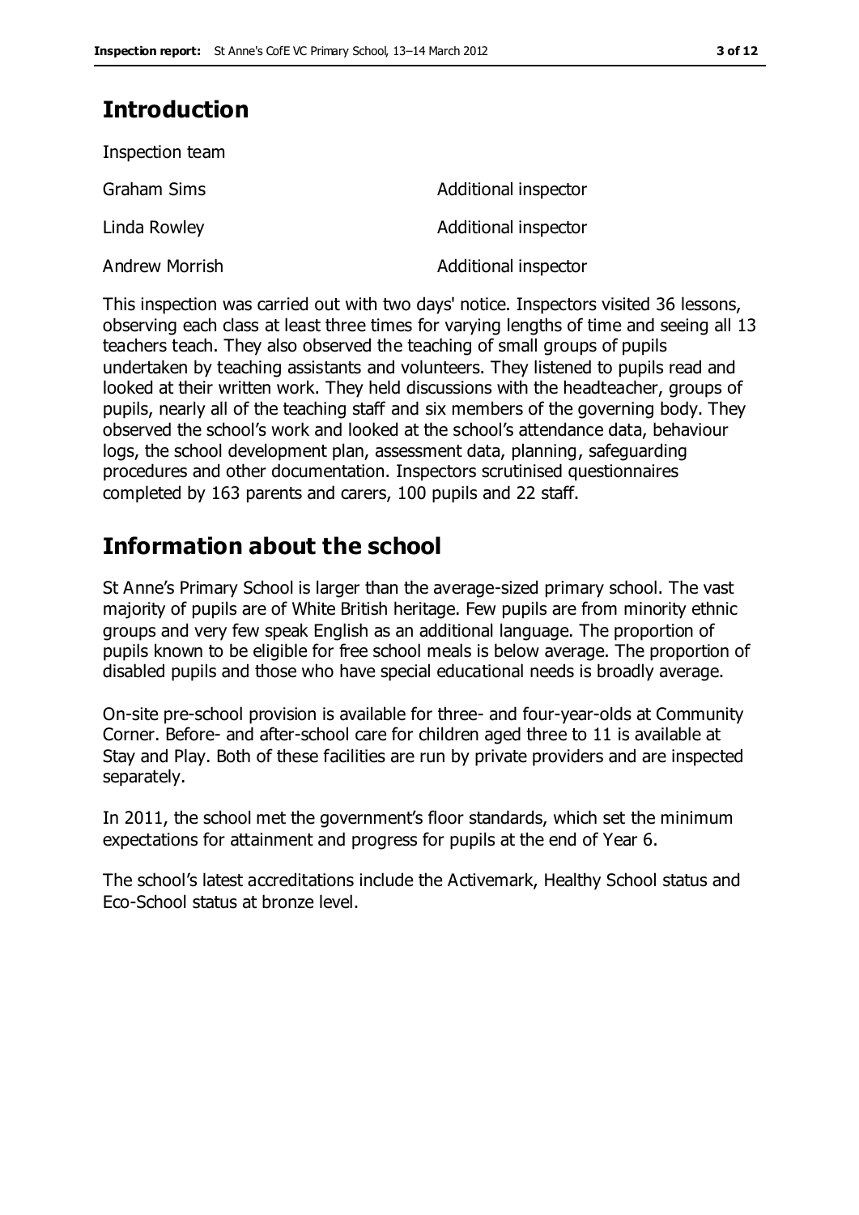## Introduction

Inspection team

| | |
|---|---|
| Graham Sims | Additional inspector |
| Linda Rowley | Additional inspector |
| Andrew Morrish | Additional inspector |

This inspection was carried out with two days' notice. Inspectors visited 36 lessons, observing each class at least three times for varying lengths of time and seeing all 13 teachers teach. They also observed the teaching of small groups of pupils undertaken by teaching assistants and volunteers. They listened to pupils read and looked at their written work. They held discussions with the headteacher, groups of pupils, nearly all of the teaching staff and six members of the governing body. They observed the school's work and looked at the school's attendance data, behaviour logs, the school development plan, assessment data, planning, safeguarding procedures and other documentation. Inspectors scrutinised questionnaires completed by 163 parents and carers, 100 pupils and 22 staff.

## Information about the school

St Anne's Primary School is larger than the average-sized primary school. The vast majority of pupils are of White British heritage. Few pupils are from minority ethnic groups and very few speak English as an additional language. The proportion of pupils known to be eligible for free school meals is below average. The proportion of disabled pupils and those who have special educational needs is broadly average.

On-site pre-school provision is available for three- and four-year-olds at Community Corner. Before- and after-school care for children aged three to 11 is available at Stay and Play. Both of these facilities are run by private providers and are inspected separately.

In 2011, the school met the government's floor standards, which set the minimum expectations for attainment and progress for pupils at the end of Year 6.

The school's latest accreditations include the Activemark, Healthy School status and Eco-School status at bronze level.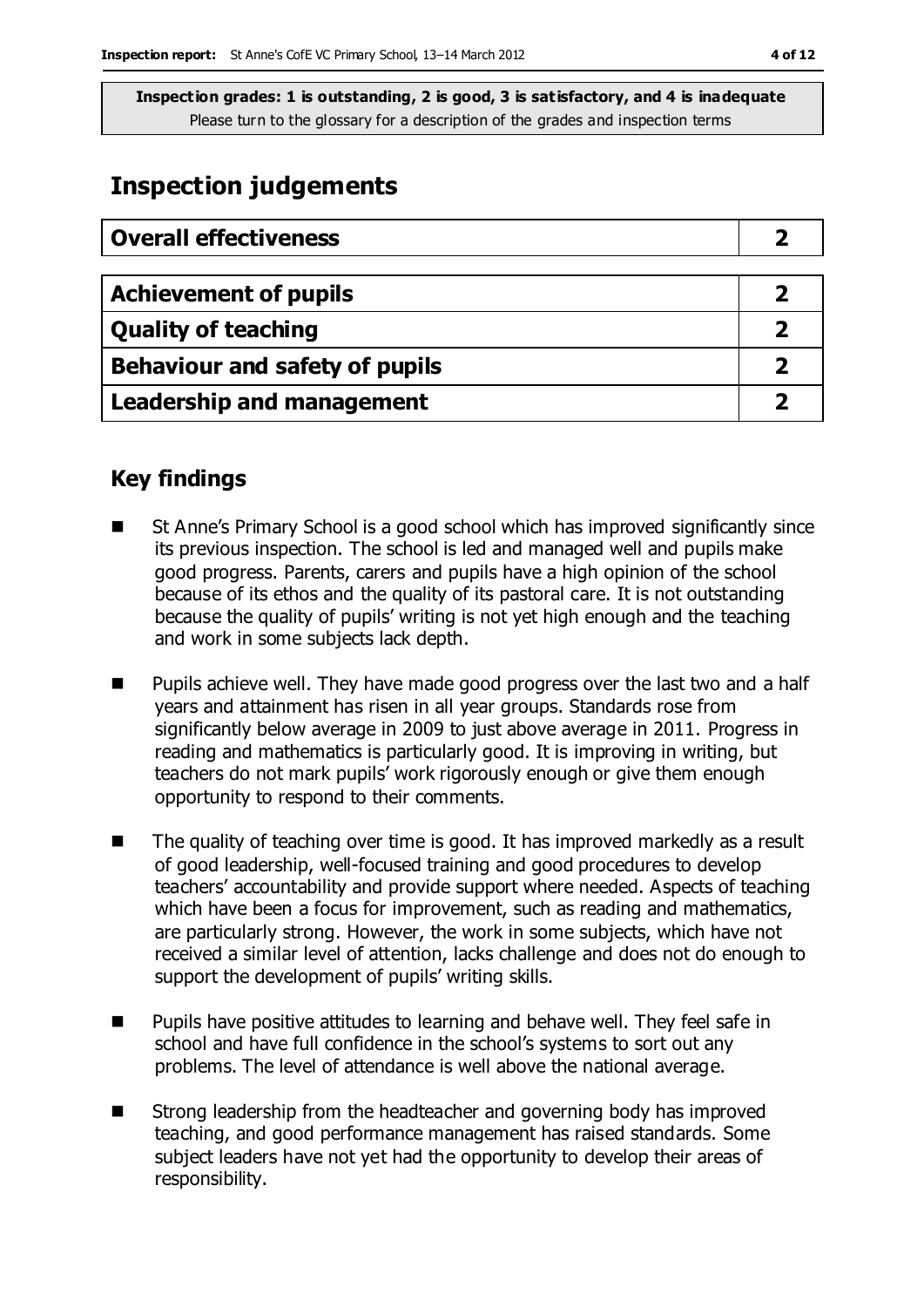**Inspection grades: 1 is outstanding, 2 is good, 3 is satisfactory, and 4 is inadequate**
Please turn to the glossary for a description of the grades and inspection terms

## Inspection judgements

| Overall effectiveness | 2 |
|---|---|

| Achievement of pupils | 2 |
|---|---|
| Quality of teaching | 2 |
| Behaviour and safety of pupils | 2 |
| Leadership and management | 2 |

### Key findings

- St Anne's Primary School is a good school which has improved significantly since its previous inspection. The school is led and managed well and pupils make good progress. Parents, carers and pupils have a high opinion of the school because of its ethos and the quality of its pastoral care. It is not outstanding because the quality of pupils' writing is not yet high enough and the teaching and work in some subjects lack depth.
- Pupils achieve well. They have made good progress over the last two and a half years and attainment has risen in all year groups. Standards rose from significantly below average in 2009 to just above average in 2011. Progress in reading and mathematics is particularly good. It is improving in writing, but teachers do not mark pupils' work rigorously enough or give them enough opportunity to respond to their comments.
- The quality of teaching over time is good. It has improved markedly as a result of good leadership, well-focused training and good procedures to develop teachers' accountability and provide support where needed. Aspects of teaching which have been a focus for improvement, such as reading and mathematics, are particularly strong. However, the work in some subjects, which have not received a similar level of attention, lacks challenge and does not do enough to support the development of pupils' writing skills.
- Pupils have positive attitudes to learning and behave well. They feel safe in school and have full confidence in the school's systems to sort out any problems. The level of attendance is well above the national average.
- Strong leadership from the headteacher and governing body has improved teaching, and good performance management has raised standards. Some subject leaders have not yet had the opportunity to develop their areas of responsibility.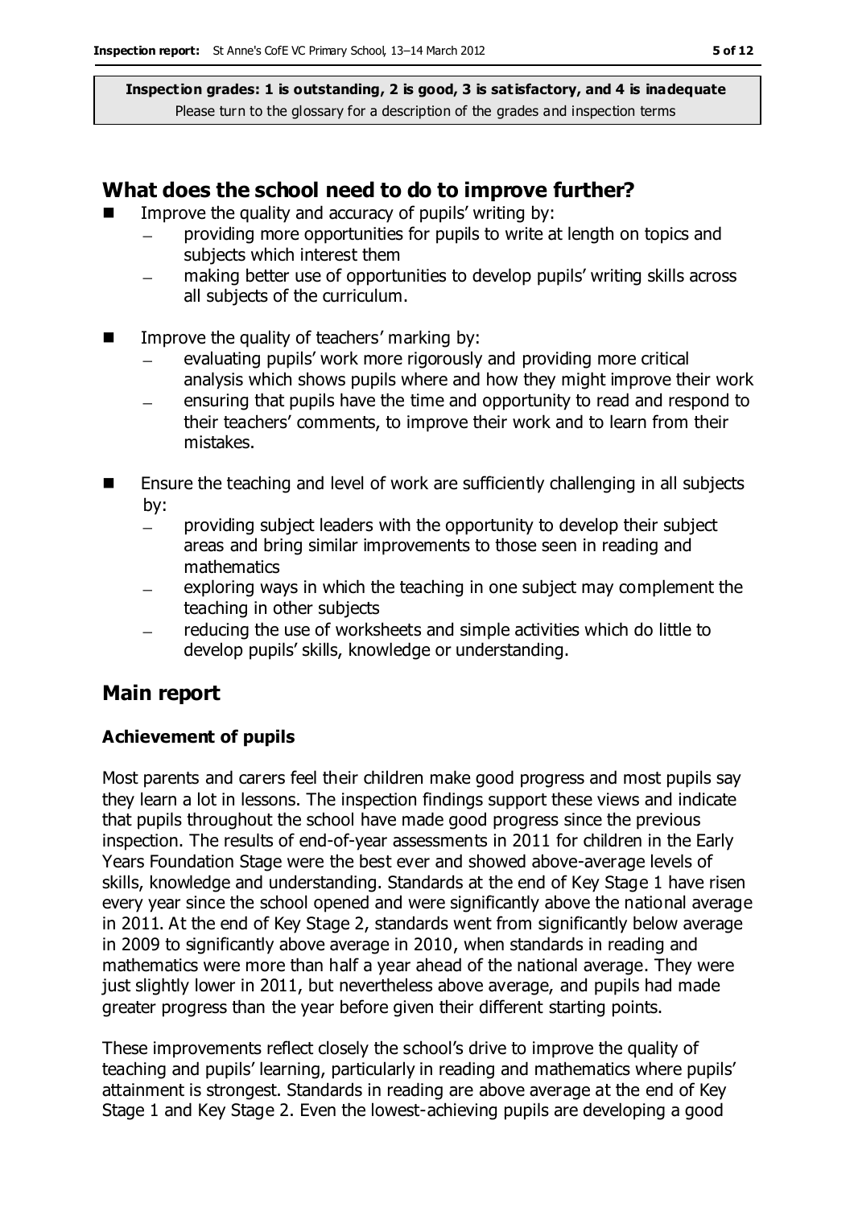**Inspection grades: 1 is outstanding, 2 is good, 3 is satisfactory, and 4 is inadequate**
Please turn to the glossary for a description of the grades and inspection terms

## What does the school need to do to improve further?

- Improve the quality and accuracy of pupils' writing by:
  - providing more opportunities for pupils to write at length on topics and subjects which interest them
  - making better use of opportunities to develop pupils' writing skills across all subjects of the curriculum.
- Improve the quality of teachers' marking by:
  - evaluating pupils' work more rigorously and providing more critical analysis which shows pupils where and how they might improve their work
  - ensuring that pupils have the time and opportunity to read and respond to their teachers' comments, to improve their work and to learn from their mistakes.
- Ensure the teaching and level of work are sufficiently challenging in all subjects by:
  - providing subject leaders with the opportunity to develop their subject areas and bring similar improvements to those seen in reading and mathematics
  - exploring ways in which the teaching in one subject may complement the teaching in other subjects
  - reducing the use of worksheets and simple activities which do little to develop pupils' skills, knowledge or understanding.

## Main report

### Achievement of pupils

Most parents and carers feel their children make good progress and most pupils say they learn a lot in lessons. The inspection findings support these views and indicate that pupils throughout the school have made good progress since the previous inspection. The results of end-of-year assessments in 2011 for children in the Early Years Foundation Stage were the best ever and showed above-average levels of skills, knowledge and understanding. Standards at the end of Key Stage 1 have risen every year since the school opened and were significantly above the national average in 2011. At the end of Key Stage 2, standards went from significantly below average in 2009 to significantly above average in 2010, when standards in reading and mathematics were more than half a year ahead of the national average. They were just slightly lower in 2011, but nevertheless above average, and pupils had made greater progress than the year before given their different starting points.

These improvements reflect closely the school's drive to improve the quality of teaching and pupils' learning, particularly in reading and mathematics where pupils' attainment is strongest. Standards in reading are above average at the end of Key Stage 1 and Key Stage 2. Even the lowest-achieving pupils are developing a good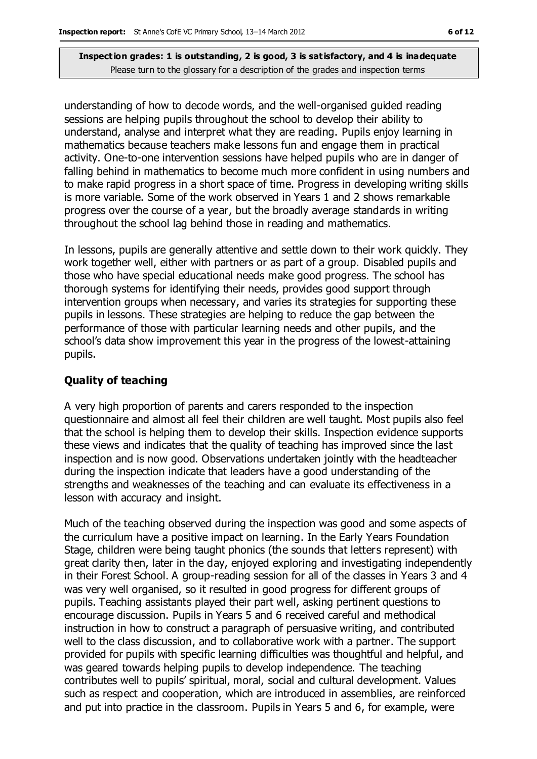understanding of how to decode words, and the well-organised guided reading sessions are helping pupils throughout the school to develop their ability to understand, analyse and interpret what they are reading. Pupils enjoy learning in mathematics because teachers make lessons fun and engage them in practical activity. One-to-one intervention sessions have helped pupils who are in danger of falling behind in mathematics to become much more confident in using numbers and to make rapid progress in a short space of time. Progress in developing writing skills is more variable. Some of the work observed in Years 1 and 2 shows remarkable progress over the course of a year, but the broadly average standards in writing throughout the school lag behind those in reading and mathematics.

In lessons, pupils are generally attentive and settle down to their work quickly. They work together well, either with partners or as part of a group. Disabled pupils and those who have special educational needs make good progress. The school has thorough systems for identifying their needs, provides good support through intervention groups when necessary, and varies its strategies for supporting these pupils in lessons. These strategies are helping to reduce the gap between the performance of those with particular learning needs and other pupils, and the school's data show improvement this year in the progress of the lowest-attaining pupils.

### Quality of teaching

A very high proportion of parents and carers responded to the inspection questionnaire and almost all feel their children are well taught. Most pupils also feel that the school is helping them to develop their skills. Inspection evidence supports these views and indicates that the quality of teaching has improved since the last inspection and is now good. Observations undertaken jointly with the headteacher during the inspection indicate that leaders have a good understanding of the strengths and weaknesses of the teaching and can evaluate its effectiveness in a lesson with accuracy and insight.

Much of the teaching observed during the inspection was good and some aspects of the curriculum have a positive impact on learning. In the Early Years Foundation Stage, children were being taught phonics (the sounds that letters represent) with great clarity then, later in the day, enjoyed exploring and investigating independently in their Forest School. A group-reading session for all of the classes in Years 3 and 4 was very well organised, so it resulted in good progress for different groups of pupils. Teaching assistants played their part well, asking pertinent questions to encourage discussion. Pupils in Years 5 and 6 received careful and methodical instruction in how to construct a paragraph of persuasive writing, and contributed well to the class discussion, and to collaborative work with a partner. The support provided for pupils with specific learning difficulties was thoughtful and helpful, and was geared towards helping pupils to develop independence. The teaching contributes well to pupils' spiritual, moral, social and cultural development. Values such as respect and cooperation, which are introduced in assemblies, are reinforced and put into practice in the classroom. Pupils in Years 5 and 6, for example, were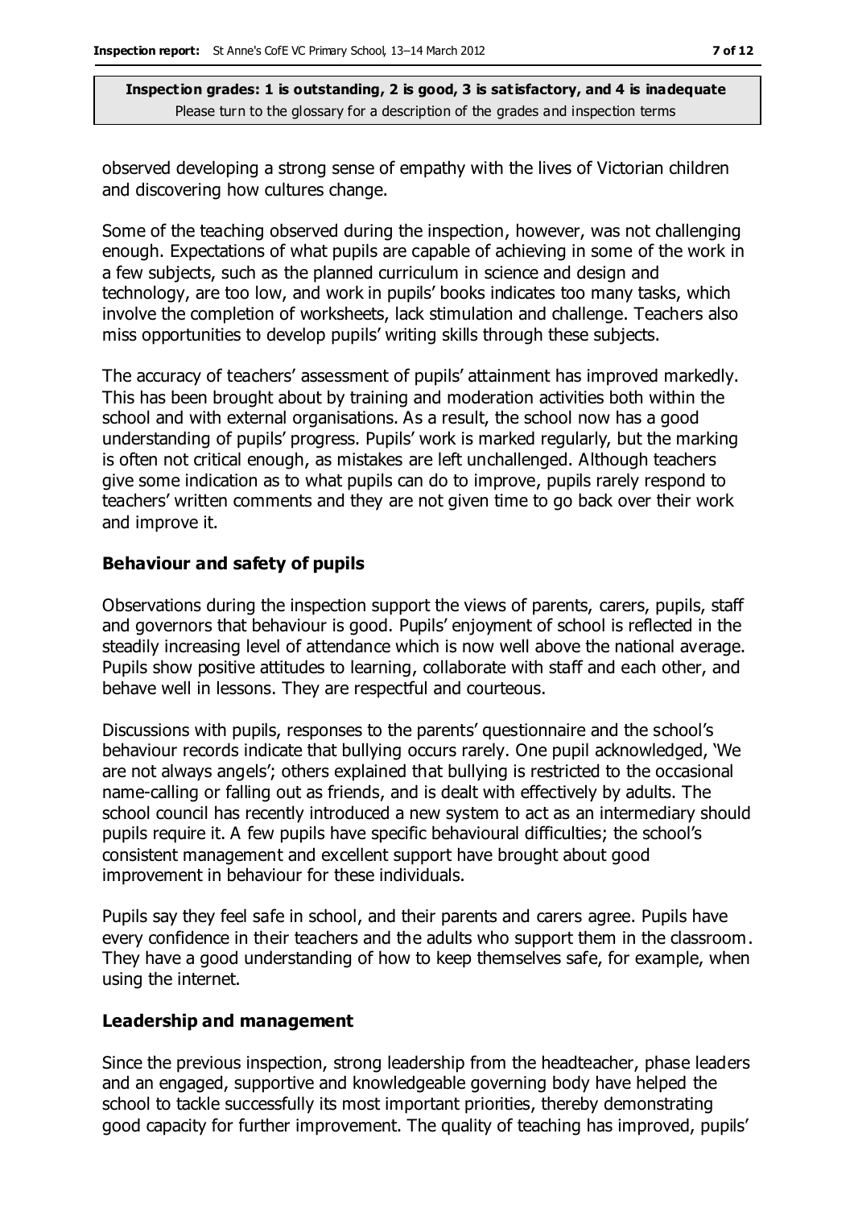observed developing a strong sense of empathy with the lives of Victorian children and discovering how cultures change.

Some of the teaching observed during the inspection, however, was not challenging enough. Expectations of what pupils are capable of achieving in some of the work in a few subjects, such as the planned curriculum in science and design and technology, are too low, and work in pupils' books indicates too many tasks, which involve the completion of worksheets, lack stimulation and challenge. Teachers also miss opportunities to develop pupils' writing skills through these subjects.

The accuracy of teachers' assessment of pupils' attainment has improved markedly. This has been brought about by training and moderation activities both within the school and with external organisations. As a result, the school now has a good understanding of pupils' progress. Pupils' work is marked regularly, but the marking is often not critical enough, as mistakes are left unchallenged. Although teachers give some indication as to what pupils can do to improve, pupils rarely respond to teachers' written comments and they are not given time to go back over their work and improve it.

### Behaviour and safety of pupils

Observations during the inspection support the views of parents, carers, pupils, staff and governors that behaviour is good. Pupils' enjoyment of school is reflected in the steadily increasing level of attendance which is now well above the national average. Pupils show positive attitudes to learning, collaborate with staff and each other, and behave well in lessons. They are respectful and courteous.

Discussions with pupils, responses to the parents' questionnaire and the school's behaviour records indicate that bullying occurs rarely. One pupil acknowledged, 'We are not always angels'; others explained that bullying is restricted to the occasional name-calling or falling out as friends, and is dealt with effectively by adults. The school council has recently introduced a new system to act as an intermediary should pupils require it. A few pupils have specific behavioural difficulties; the school's consistent management and excellent support have brought about good improvement in behaviour for these individuals.

Pupils say they feel safe in school, and their parents and carers agree. Pupils have every confidence in their teachers and the adults who support them in the classroom. They have a good understanding of how to keep themselves safe, for example, when using the internet.

### Leadership and management

Since the previous inspection, strong leadership from the headteacher, phase leaders and an engaged, supportive and knowledgeable governing body have helped the school to tackle successfully its most important priorities, thereby demonstrating good capacity for further improvement. The quality of teaching has improved, pupils'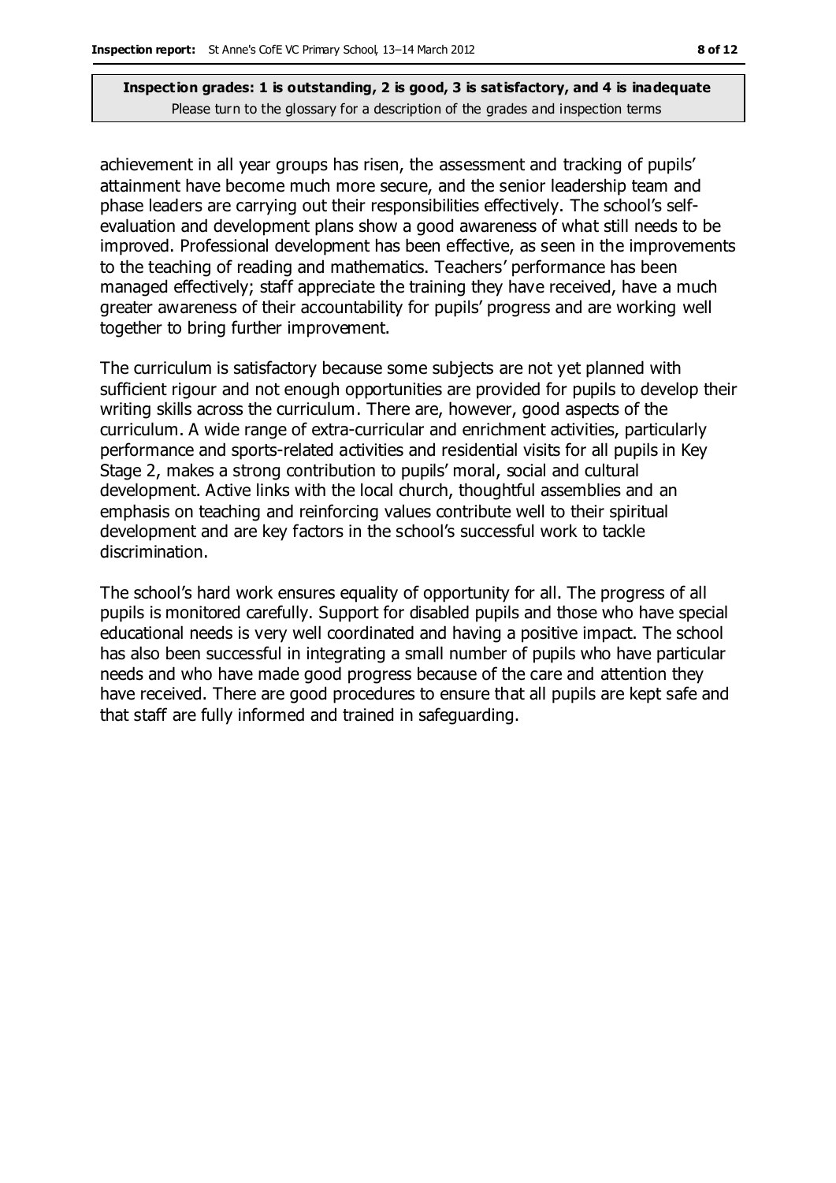achievement in all year groups has risen, the assessment and tracking of pupils' attainment have become much more secure, and the senior leadership team and phase leaders are carrying out their responsibilities effectively. The school's self-evaluation and development plans show a good awareness of what still needs to be improved. Professional development has been effective, as seen in the improvements to the teaching of reading and mathematics. Teachers' performance has been managed effectively; staff appreciate the training they have received, have a much greater awareness of their accountability for pupils' progress and are working well together to bring further improvement.

The curriculum is satisfactory because some subjects are not yet planned with sufficient rigour and not enough opportunities are provided for pupils to develop their writing skills across the curriculum. There are, however, good aspects of the curriculum. A wide range of extra-curricular and enrichment activities, particularly performance and sports-related activities and residential visits for all pupils in Key Stage 2, makes a strong contribution to pupils' moral, social and cultural development. Active links with the local church, thoughtful assemblies and an emphasis on teaching and reinforcing values contribute well to their spiritual development and are key factors in the school's successful work to tackle discrimination.

The school's hard work ensures equality of opportunity for all. The progress of all pupils is monitored carefully. Support for disabled pupils and those who have special educational needs is very well coordinated and having a positive impact. The school has also been successful in integrating a small number of pupils who have particular needs and who have made good progress because of the care and attention they have received. There are good procedures to ensure that all pupils are kept safe and that staff are fully informed and trained in safeguarding.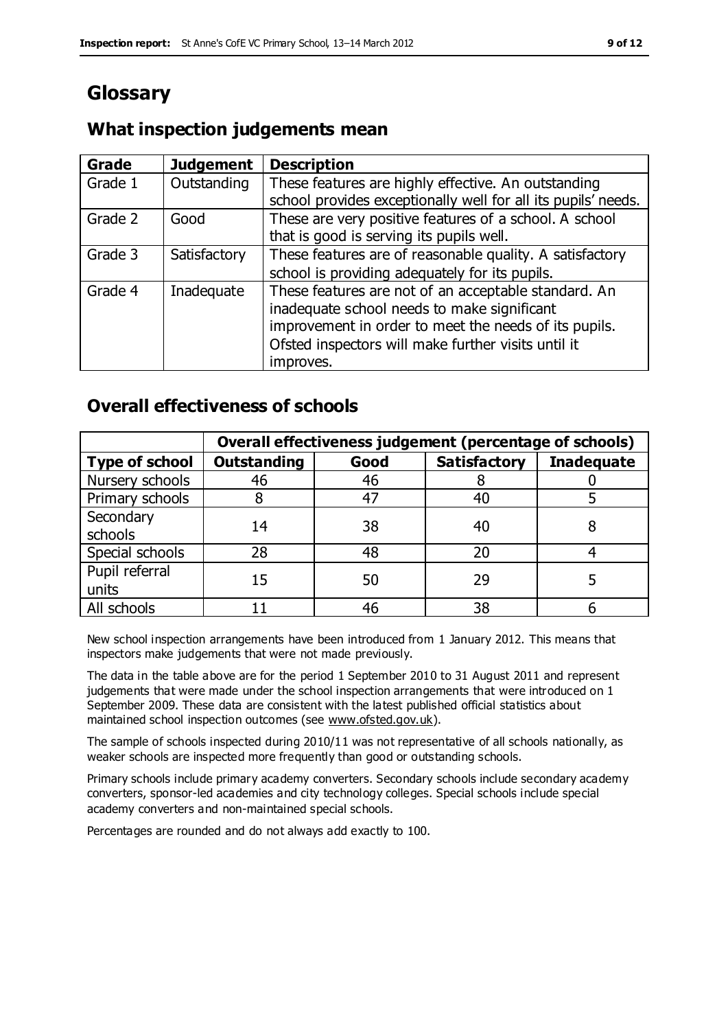# Glossary

## What inspection judgements mean

| Grade | Judgement | Description |
|---|---|---|
| Grade 1 | Outstanding | These features are highly effective. An outstanding school provides exceptionally well for all its pupils' needs. |
| Grade 2 | Good | These are very positive features of a school. A school that is good is serving its pupils well. |
| Grade 3 | Satisfactory | These features are of reasonable quality. A satisfactory school is providing adequately for its pupils. |
| Grade 4 | Inadequate | These features are not of an acceptable standard. An inadequate school needs to make significant improvement in order to meet the needs of its pupils. Ofsted inspectors will make further visits until it improves. |

## Overall effectiveness of schools

| | Overall effectiveness judgement (percentage of schools) | | | |
|---|---|---|---|---|
| **Type of school** | **Outstanding** | **Good** | **Satisfactory** | **Inadequate** |
| Nursery schools | 46 | 46 | 8 | 0 |
| Primary schools | 8 | 47 | 40 | 5 |
| Secondary schools | 14 | 38 | 40 | 8 |
| Special schools | 28 | 48 | 20 | 4 |
| Pupil referral units | 15 | 50 | 29 | 5 |
| All schools | 11 | 46 | 38 | 6 |

New school inspection arrangements have been introduced from 1 January 2012. This means that inspectors make judgements that were not made previously.

The data in the table above are for the period 1 September 2010 to 31 August 2011 and represent judgements that were made under the school inspection arrangements that were introduced on 1 September 2009. These data are consistent with the latest published official statistics about maintained school inspection outcomes (see www.ofsted.gov.uk).

The sample of schools inspected during 2010/11 was not representative of all schools nationally, as weaker schools are inspected more frequently than good or outstanding schools.

Primary schools include primary academy converters. Secondary schools include secondary academy converters, sponsor-led academies and city technology colleges. Special schools include special academy converters and non-maintained special schools.

Percentages are rounded and do not always add exactly to 100.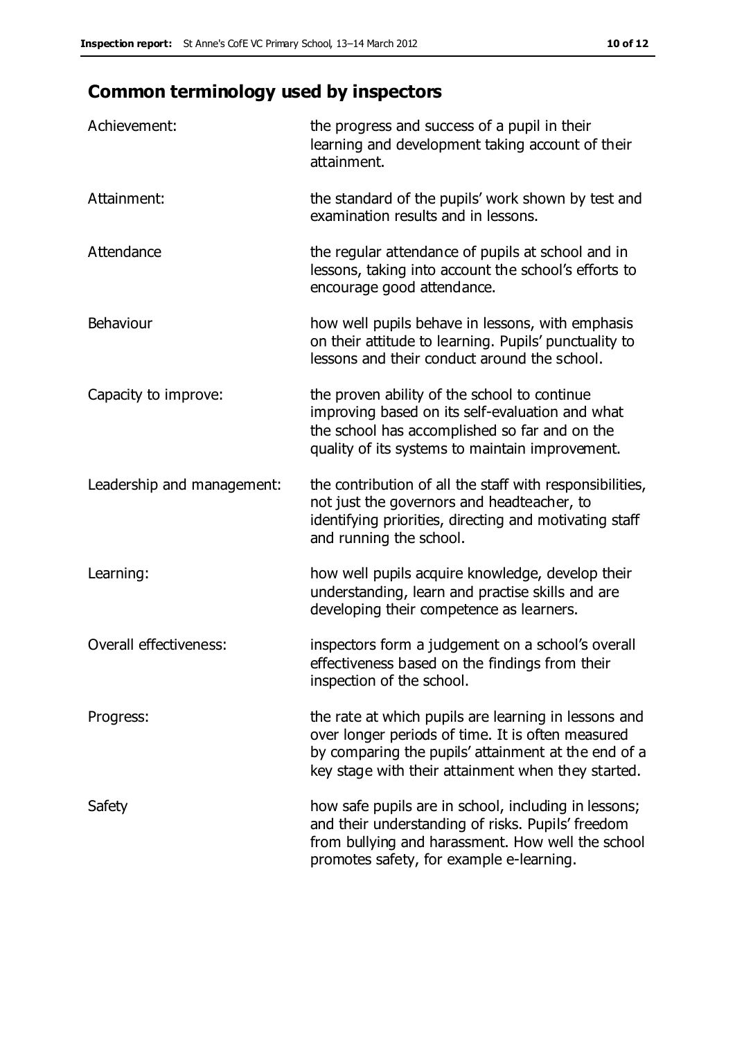## Common terminology used by inspectors

| | |
|---|---|
| Achievement: | the progress and success of a pupil in their learning and development taking account of their attainment. |
| Attainment: | the standard of the pupils' work shown by test and examination results and in lessons. |
| Attendance | the regular attendance of pupils at school and in lessons, taking into account the school's efforts to encourage good attendance. |
| Behaviour | how well pupils behave in lessons, with emphasis on their attitude to learning. Pupils' punctuality to lessons and their conduct around the school. |
| Capacity to improve: | the proven ability of the school to continue improving based on its self-evaluation and what the school has accomplished so far and on the quality of its systems to maintain improvement. |
| Leadership and management: | the contribution of all the staff with responsibilities, not just the governors and headteacher, to identifying priorities, directing and motivating staff and running the school. |
| Learning: | how well pupils acquire knowledge, develop their understanding, learn and practise skills and are developing their competence as learners. |
| Overall effectiveness: | inspectors form a judgement on a school's overall effectiveness based on the findings from their inspection of the school. |
| Progress: | the rate at which pupils are learning in lessons and over longer periods of time. It is often measured by comparing the pupils' attainment at the end of a key stage with their attainment when they started. |
| Safety | how safe pupils are in school, including in lessons; and their understanding of risks. Pupils' freedom from bullying and harassment. How well the school promotes safety, for example e-learning. |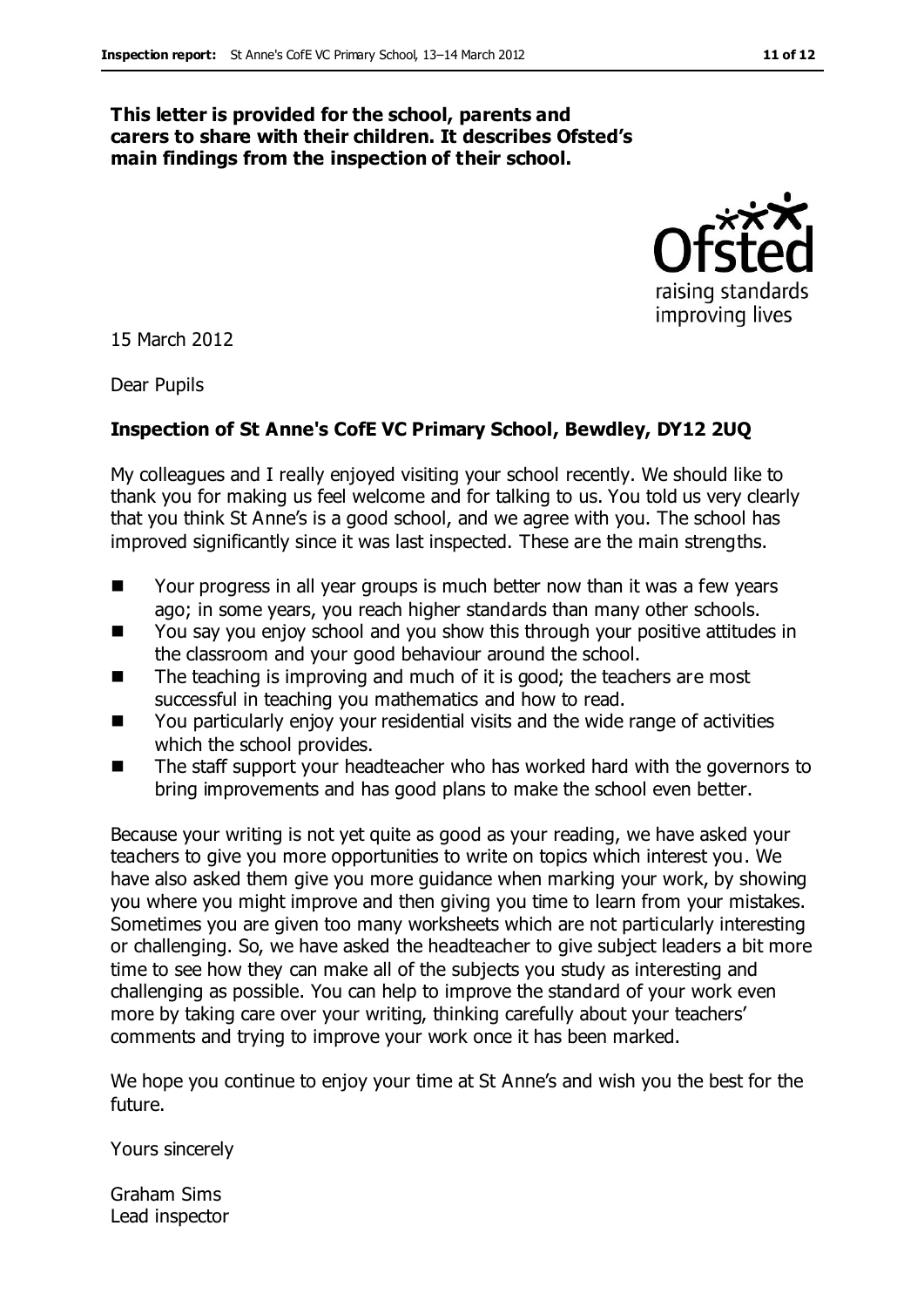**This letter is provided for the school, parents and carers to share with their children. It describes Ofsted's main findings from the inspection of their school.**

15 March 2012

Dear Pupils

**Inspection of St Anne's CofE VC Primary School, Bewdley, DY12 2UQ**

My colleagues and I really enjoyed visiting your school recently. We should like to thank you for making us feel welcome and for talking to us. You told us very clearly that you think St Anne's is a good school, and we agree with you. The school has improved significantly since it was last inspected. These are the main strengths.

- Your progress in all year groups is much better now than it was a few years ago; in some years, you reach higher standards than many other schools.
- You say you enjoy school and you show this through your positive attitudes in the classroom and your good behaviour around the school.
- The teaching is improving and much of it is good; the teachers are most successful in teaching you mathematics and how to read.
- You particularly enjoy your residential visits and the wide range of activities which the school provides.
- The staff support your headteacher who has worked hard with the governors to bring improvements and has good plans to make the school even better.

Because your writing is not yet quite as good as your reading, we have asked your teachers to give you more opportunities to write on topics which interest you. We have also asked them give you more guidance when marking your work, by showing you where you might improve and then giving you time to learn from your mistakes. Sometimes you are given too many worksheets which are not particularly interesting or challenging. So, we have asked the headteacher to give subject leaders a bit more time to see how they can make all of the subjects you study as interesting and challenging as possible. You can help to improve the standard of your work even more by taking care over your writing, thinking carefully about your teachers' comments and trying to improve your work once it has been marked.

We hope you continue to enjoy your time at St Anne's and wish you the best for the future.

Yours sincerely

Graham Sims
Lead inspector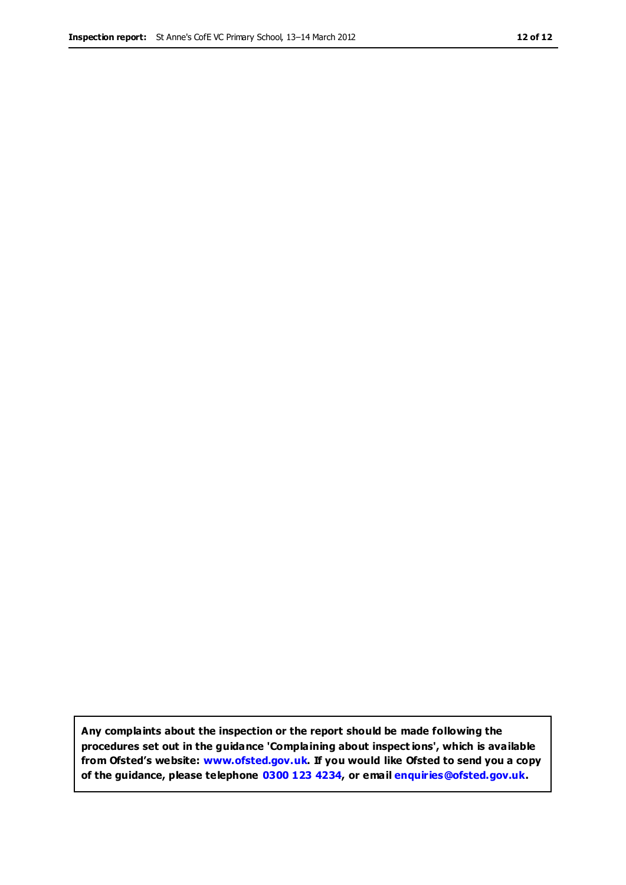**Any complaints about the inspection or the report should be made following the procedures set out in the guidance 'Complaining about inspections', which is available from Ofsted's website: www.ofsted.gov.uk. If you would like Ofsted to send you a copy of the guidance, please telephone 0300 123 4234, or email enquiries@ofsted.gov.uk.**